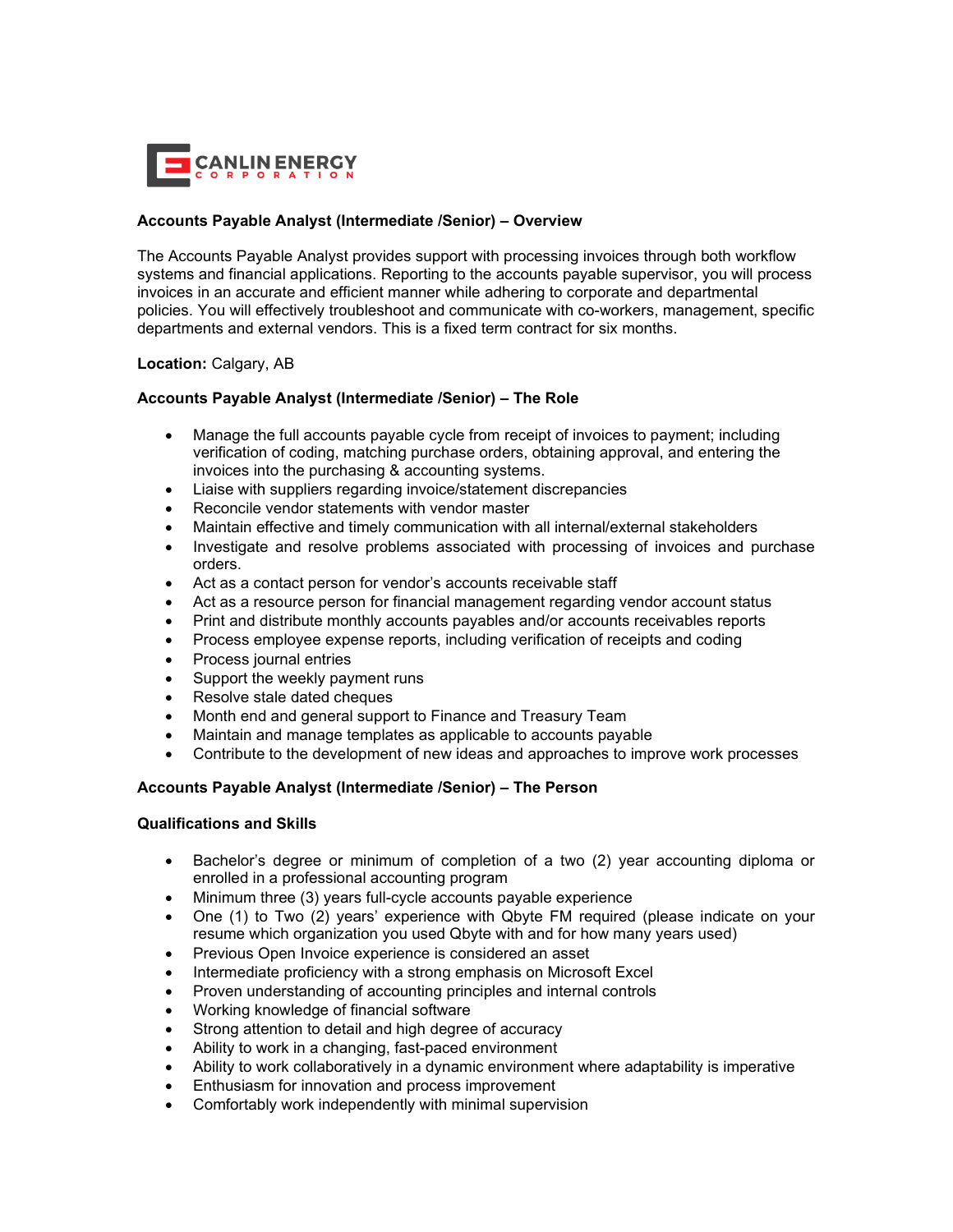CANLIN ENERGY CORPORATION

**Accounts Payable Analyst (Intermediate /Senior) – Overview**

The Accounts Payable Analyst provides support with processing invoices through both workflow systems and financial applications. Reporting to the accounts payable supervisor, you will process invoices in an accurate and efficient manner while adhering to corporate and departmental policies. You will effectively troubleshoot and communicate with co-workers, management, specific departments and external vendors. This is a fixed term contract for six months.

**Location:** Calgary, AB

**Accounts Payable Analyst (Intermediate /Senior) – The Role**

- Manage the full accounts payable cycle from receipt of invoices to payment; including verification of coding, matching purchase orders, obtaining approval, and entering the invoices into the purchasing & accounting systems.
- Liaise with suppliers regarding invoice/statement discrepancies
- Reconcile vendor statements with vendor master
- Maintain effective and timely communication with all internal/external stakeholders
- Investigate and resolve problems associated with processing of invoices and purchase orders.
- Act as a contact person for vendor's accounts receivable staff
- Act as a resource person for financial management regarding vendor account status
- Print and distribute monthly accounts payables and/or accounts receivables reports
- Process employee expense reports, including verification of receipts and coding
- Process journal entries
- Support the weekly payment runs
- Resolve stale dated cheques
- Month end and general support to Finance and Treasury Team
- Maintain and manage templates as applicable to accounts payable
- Contribute to the development of new ideas and approaches to improve work processes

**Accounts Payable Analyst (Intermediate /Senior) – The Person**

**Qualifications and Skills**

- Bachelor's degree or minimum of completion of a two (2) year accounting diploma or enrolled in a professional accounting program
- Minimum three (3) years full-cycle accounts payable experience
- One (1) to Two (2) years' experience with Qbyte FM required (please indicate on your resume which organization you used Qbyte with and for how many years used)
- Previous Open Invoice experience is considered an asset
- Intermediate proficiency with a strong emphasis on Microsoft Excel
- Proven understanding of accounting principles and internal controls
- Working knowledge of financial software
- Strong attention to detail and high degree of accuracy
- Ability to work in a changing, fast-paced environment
- Ability to work collaboratively in a dynamic environment where adaptability is imperative
- Enthusiasm for innovation and process improvement
- Comfortably work independently with minimal supervision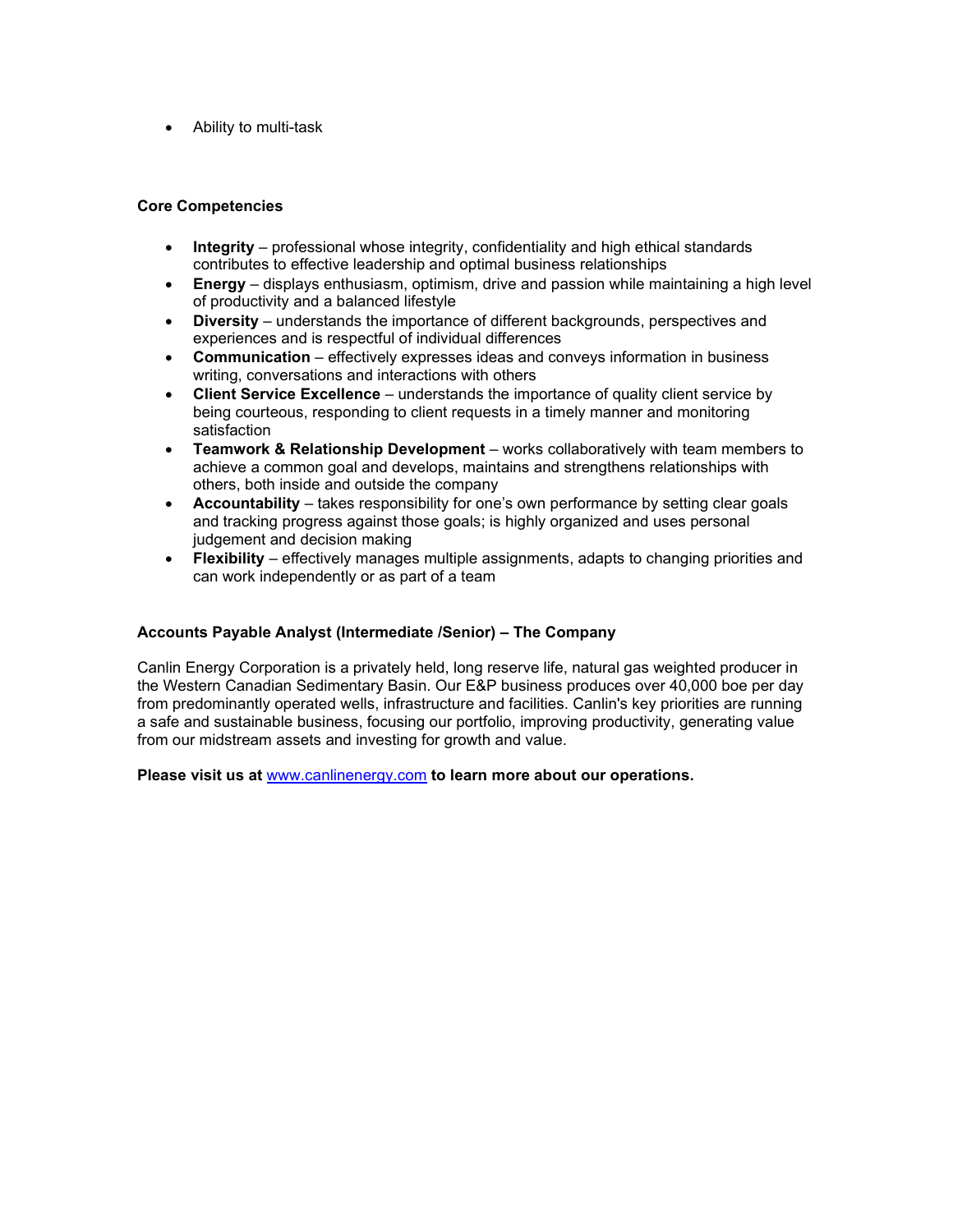- Ability to multi-task

**Core Competencies**

- **Integrity** – professional whose integrity, confidentiality and high ethical standards contributes to effective leadership and optimal business relationships
- **Energy** – displays enthusiasm, optimism, drive and passion while maintaining a high level of productivity and a balanced lifestyle
- **Diversity** – understands the importance of different backgrounds, perspectives and experiences and is respectful of individual differences
- **Communication** – effectively expresses ideas and conveys information in business writing, conversations and interactions with others
- **Client Service Excellence** – understands the importance of quality client service by being courteous, responding to client requests in a timely manner and monitoring satisfaction
- **Teamwork & Relationship Development** – works collaboratively with team members to achieve a common goal and develops, maintains and strengthens relationships with others, both inside and outside the company
- **Accountability** – takes responsibility for one's own performance by setting clear goals and tracking progress against those goals; is highly organized and uses personal judgement and decision making
- **Flexibility** – effectively manages multiple assignments, adapts to changing priorities and can work independently or as part of a team

**Accounts Payable Analyst (Intermediate /Senior) – The Company**

Canlin Energy Corporation is a privately held, long reserve life, natural gas weighted producer in the Western Canadian Sedimentary Basin. Our E&P business produces over 40,000 boe per day from predominantly operated wells, infrastructure and facilities. Canlin's key priorities are running a safe and sustainable business, focusing our portfolio, improving productivity, generating value from our midstream assets and investing for growth and value.

**Please visit us at [www.canlinenergy.com](http://www.canlinenergy.com) to learn more about our operations.**